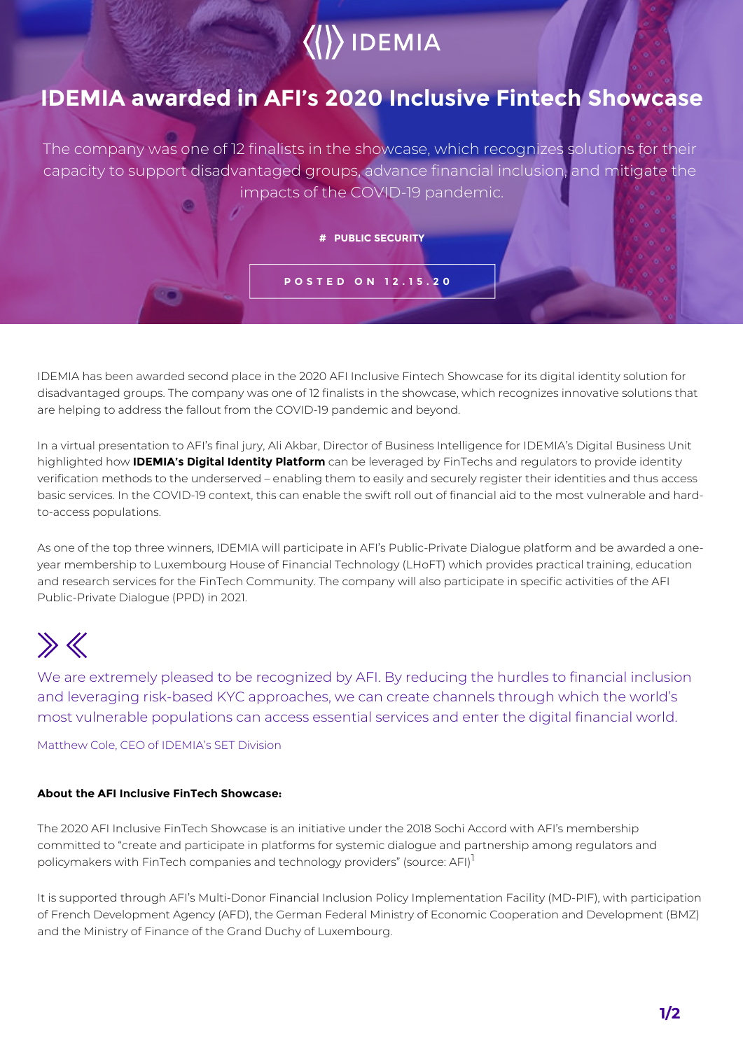# IDEMIA awarded in AFI's 2020 Inclusive Fintech Showcase

The company was one of 12 finalists in the showcase, which recognizes solutions for their capacity to support disadvantaged groups, advance financial inclusion, and mitigate the impacts of the COVID-19 pandemic.

# PUBLIC SECURITY

POSTED ON 12.15.20

IDEMIA has been awarded second place in the 2020 AFI Inclusive Fintech Showcase for its digital identity solution for disadvantaged groups. The company was one of 12 finalists in the showcase, which recognizes innovative solutions that are helping to address the fallout from the COVID-19 pandemic and beyond.

In a virtual presentation to AFI's final jury, Ali Akbar, Director of Business Intelligence for IDEMIA's Digital Business Unit highlighted how **IDEMIA's Digital Identity Platform** can be leveraged by FinTechs and regulators to provide identity verification methods to the underserved – enabling them to easily and securely register their identities and thus access basic services. In the COVID-19 context, this can enable the swift roll out of financial aid to the most vulnerable and hard-to-access populations.

As one of the top three winners, IDEMIA will participate in AFI's Public-Private Dialogue platform and be awarded a one-year membership to Luxembourg House of Financial Technology (LHoFT) which provides practical training, education and research services for the FinTech Community. The company will also participate in specific activities of the AFI Public-Private Dialogue (PPD) in 2021.

> We are extremely pleased to be recognized by AFI. By reducing the hurdles to financial inclusion and leveraging risk-based KYC approaches, we can create channels through which the world's most vulnerable populations can access essential services and enter the digital financial world.
>
> Matthew Cole, CEO of IDEMIA's SET Division

**About the AFI Inclusive FinTech Showcase:**

The 2020 AFI Inclusive FinTech Showcase is an initiative under the 2018 Sochi Accord with AFI's membership committed to "create and participate in platforms for systemic dialogue and partnership among regulators and policymakers with FinTech companies and technology providers" (source: AFI)[1]

It is supported through AFI's Multi-Donor Financial Inclusion Policy Implementation Facility (MD-PIF), with participation of French Development Agency (AFD), the German Federal Ministry of Economic Cooperation and Development (BMZ) and the Ministry of Finance of the Grand Duchy of Luxembourg.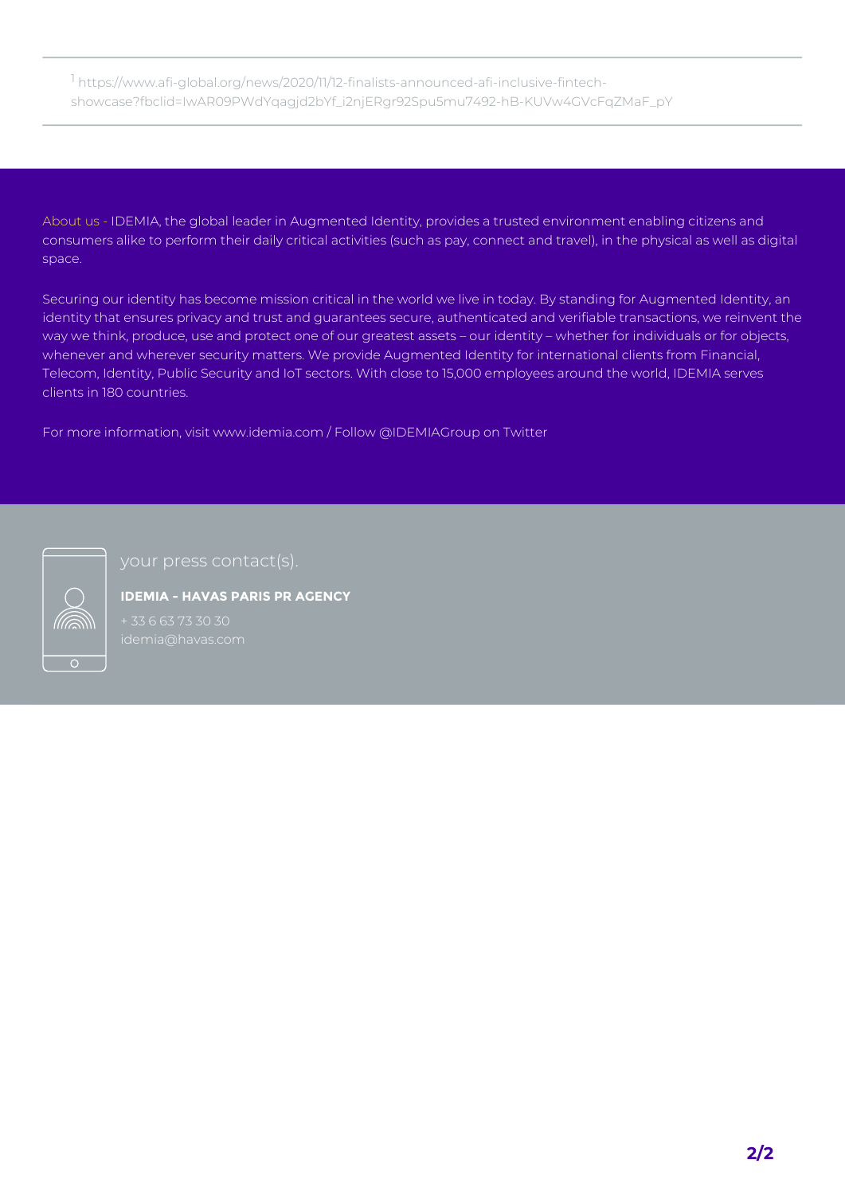[1] https://www.afi-global.org/news/2020/11/12-finalists-announced-afi-inclusive-fintech-showcase?fbclid=IwAR09PWdYqagjd2bYf_i2njERgr92Spu5mu7492-hB-KUVw4GVcFqZMaF_pY

About us - IDEMIA, the global leader in Augmented Identity, provides a trusted environment enabling citizens and consumers alike to perform their daily critical activities (such as pay, connect and travel), in the physical as well as digital space.

Securing our identity has become mission critical in the world we live in today. By standing for Augmented Identity, an identity that ensures privacy and trust and guarantees secure, authenticated and verifiable transactions, we reinvent the way we think, produce, use and protect one of our greatest assets – our identity – whether for individuals or for objects, whenever and wherever security matters. We provide Augmented Identity for international clients from Financial, Telecom, Identity, Public Security and IoT sectors. With close to 15,000 employees around the world, IDEMIA serves clients in 180 countries.

For more information, visit www.idemia.com / Follow @IDEMIAGroup on Twitter

your press contact(s).

**IDEMIA - HAVAS PARIS PR AGENCY**

+ 33 6 63 73 30 30
idemia@havas.com